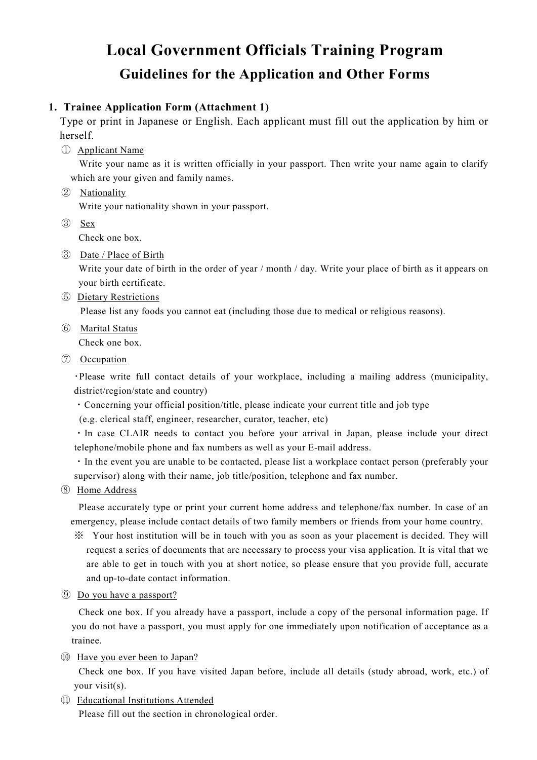# Local Government Officials Training Program

## Guidelines for the Application and Other Forms

### 1. Trainee Application Form (Attachment 1)

Type or print in Japanese or English. Each applicant must fill out the application by him or herself.

① Applicant Name

Write your name as it is written officially in your passport. Then write your name again to clarify which are your given and family names.

② Nationality

Write your nationality shown in your passport.

③ Sex

Check one box.

③ Date / Place of Birth

Write your date of birth in the order of year / month / day. Write your place of birth as it appears on your birth certificate.

⑤ Dietary Restrictions

Please list any foods you cannot eat (including those due to medical or religious reasons).

⑥ Marital Status

Check one box.

⑦ Occupation

・Please write full contact details of your workplace, including a mailing address (municipality, district/region/state and country)

・Concerning your official position/title, please indicate your current title and job type (e.g. clerical staff, engineer, researcher, curator, teacher, etc)

・In case CLAIR needs to contact you before your arrival in Japan, please include your direct telephone/mobile phone and fax numbers as well as your E-mail address.

・In the event you are unable to be contacted, please list a workplace contact person (preferably your supervisor) along with their name, job title/position, telephone and fax number.

⑧ Home Address

Please accurately type or print your current home address and telephone/fax number. In case of an emergency, please include contact details of two family members or friends from your home country.

※ Your host institution will be in touch with you as soon as your placement is decided. They will request a series of documents that are necessary to process your visa application. It is vital that we are able to get in touch with you at short notice, so please ensure that you provide full, accurate and up-to-date contact information.

⑨ Do you have a passport?

Check one box. If you already have a passport, include a copy of the personal information page. If you do not have a passport, you must apply for one immediately upon notification of acceptance as a trainee.

⑩ Have you ever been to Japan?

Check one box. If you have visited Japan before, include all details (study abroad, work, etc.) of your visit(s).

⑪ Educational Institutions Attended

Please fill out the section in chronological order.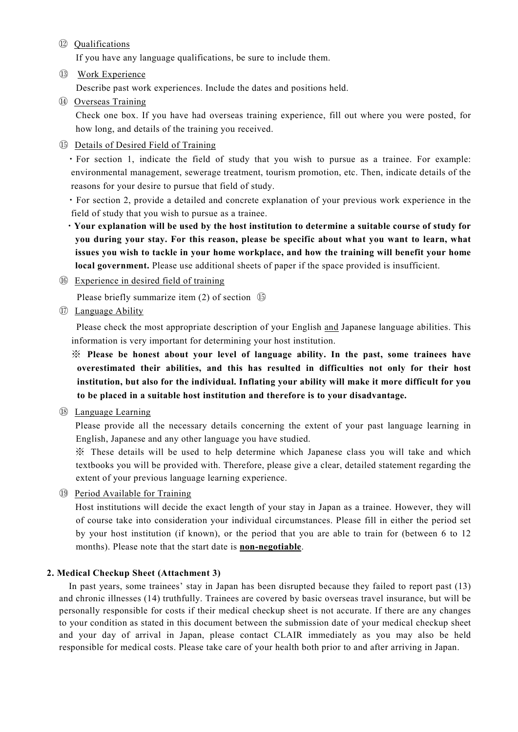⑫ Qualifications

If you have any language qualifications, be sure to include them.

⑬ Work Experience

Describe past work experiences. Include the dates and positions held.

⑭ Overseas Training

Check one box. If you have had overseas training experience, fill out where you were posted, for how long, and details of the training you received.

⑮ Details of Desired Field of Training

・For section 1, indicate the field of study that you wish to pursue as a trainee. For example: environmental management, sewerage treatment, tourism promotion, etc. Then, indicate details of the reasons for your desire to pursue that field of study.

・For section 2, provide a detailed and concrete explanation of your previous work experience in the field of study that you wish to pursue as a trainee.

・**Your explanation will be used by the host institution to determine a suitable course of study for you during your stay. For this reason, please be specific about what you want to learn, what issues you wish to tackle in your home workplace, and how the training will benefit your home local government.** Please use additional sheets of paper if the space provided is insufficient.

⑯ Experience in desired field of training

Please briefly summarize item (2) of section ⑮

⑰ Language Ability

Please check the most appropriate description of your English and Japanese language abilities. This information is very important for determining your host institution.

※ **Please be honest about your level of language ability. In the past, some trainees have overestimated their abilities, and this has resulted in difficulties not only for their host institution, but also for the individual. Inflating your ability will make it more difficult for you to be placed in a suitable host institution and therefore is to your disadvantage.**

⑱ Language Learning

Please provide all the necessary details concerning the extent of your past language learning in English, Japanese and any other language you have studied.

※ These details will be used to help determine which Japanese class you will take and which textbooks you will be provided with. Therefore, please give a clear, detailed statement regarding the extent of your previous language learning experience.

⑲ Period Available for Training

Host institutions will decide the exact length of your stay in Japan as a trainee. However, they will of course take into consideration your individual circumstances. Please fill in either the period set by your host institution (if known), or the period that you are able to train for (between 6 to 12 months). Please note that the start date is **non-negotiable**.

**2. Medical Checkup Sheet (Attachment 3)**

In past years, some trainees' stay in Japan has been disrupted because they failed to report past (13) and chronic illnesses (14) truthfully. Trainees are covered by basic overseas travel insurance, but will be personally responsible for costs if their medical checkup sheet is not accurate. If there are any changes to your condition as stated in this document between the submission date of your medical checkup sheet and your day of arrival in Japan, please contact CLAIR immediately as you may also be held responsible for medical costs. Please take care of your health both prior to and after arriving in Japan.